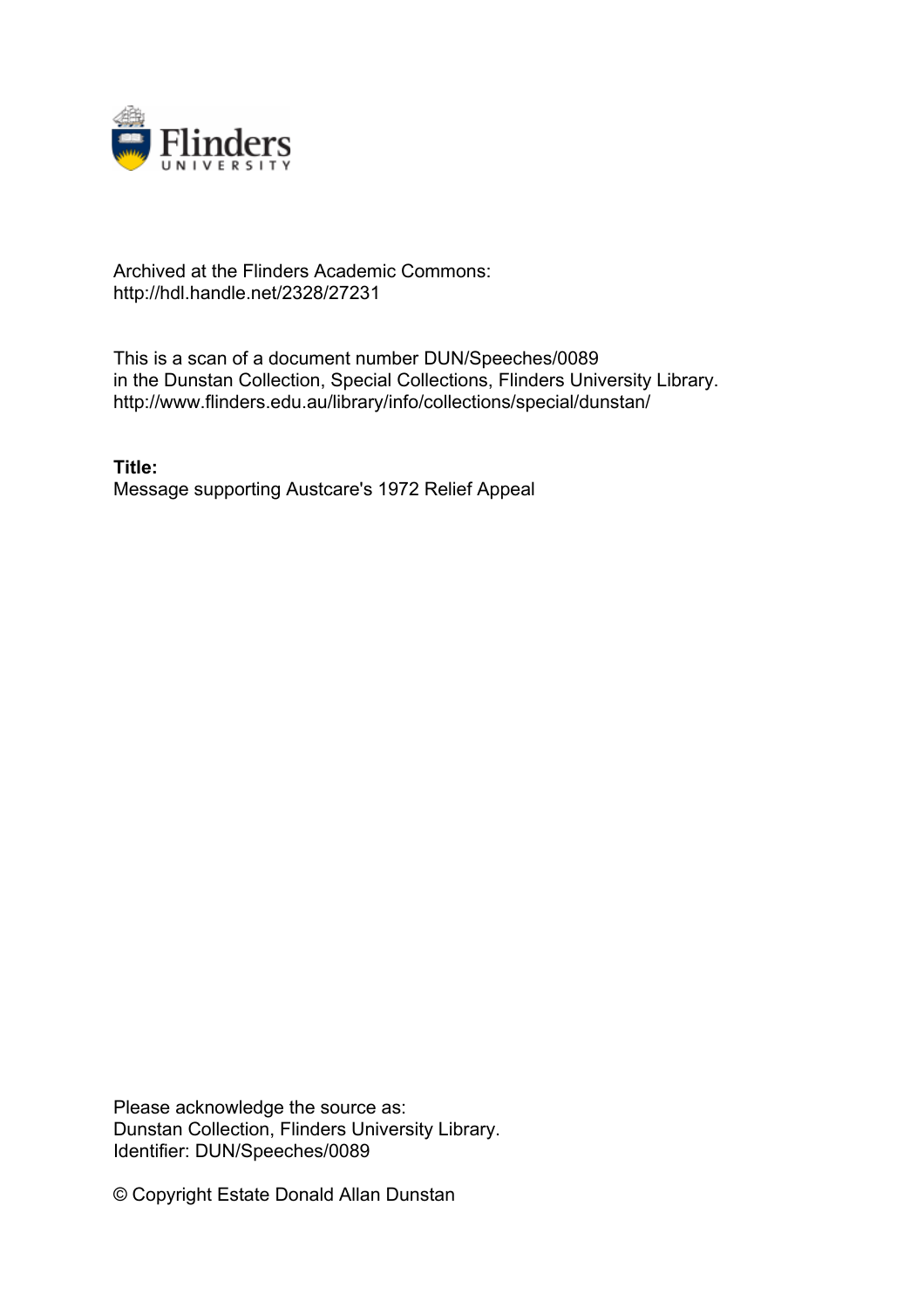Archived at the Flinders Academic Commons:
http://hdl.handle.net/2328/27231

This is a scan of a document number DUN/Speeches/0089
in the Dunstan Collection, Special Collections, Flinders University Library.
http://www.flinders.edu.au/library/info/collections/special/dunstan/

**Title:**
Message supporting Austcare's 1972 Relief Appeal

Please acknowledge the source as:
Dunstan Collection, Flinders University Library.
Identifier: DUN/Speeches/0089

© Copyright Estate Donald Allan Dunstan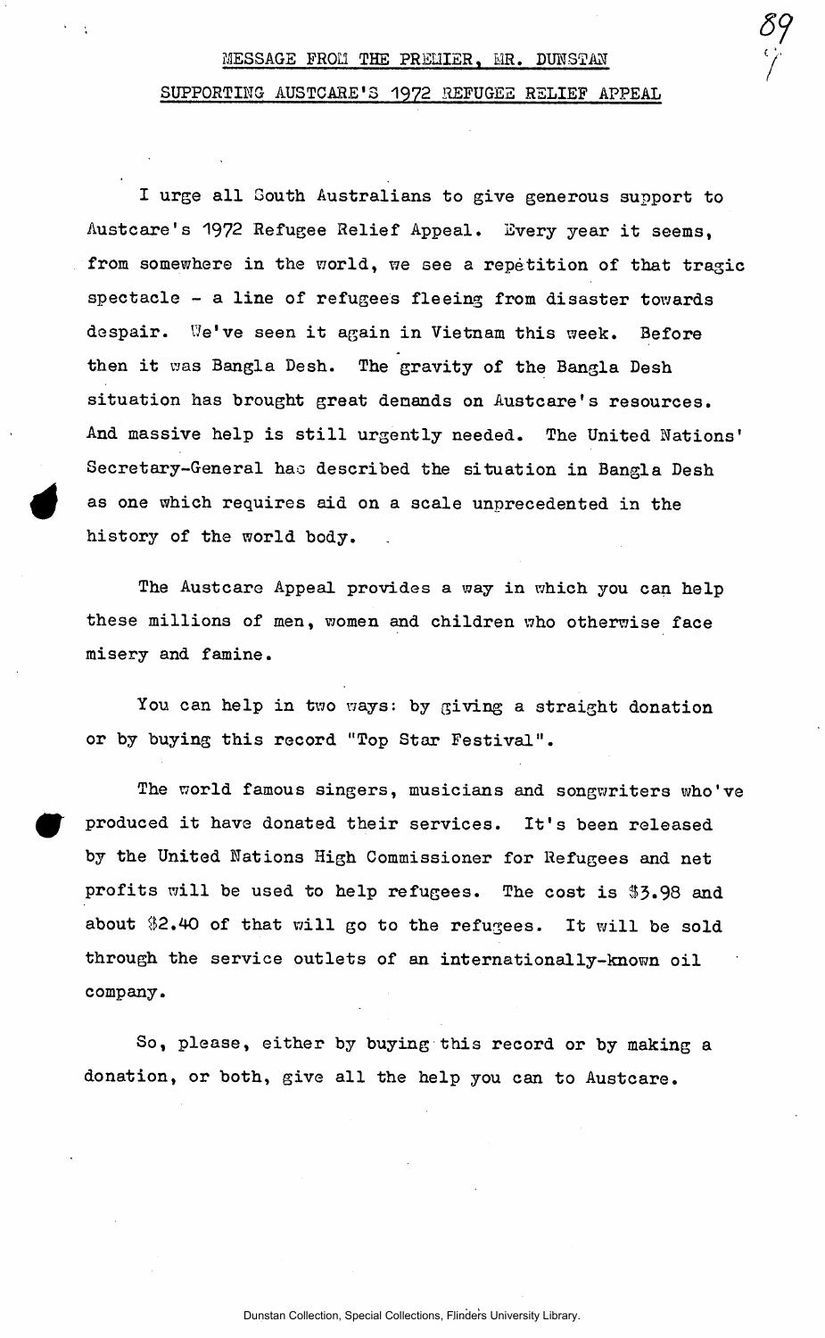MESSAGE FROM THE PREMIER, MR. DUNSTAN

SUPPORTING AUSTCARE'S 1972 REFUGEE RELIEF APPEAL

I urge all South Australians to give generous support to Austcare's 1972 Refugee Relief Appeal. Every year it seems, from somewhere in the world, we see a repetition of that tragic spectacle - a line of refugees fleeing from disaster towards despair. We've seen it again in Vietnam this week. Before then it was Bangla Desh. The gravity of the Bangla Desh situation has brought great demands on Austcare's resources. And massive help is still urgently needed. The United Nations' Secretary-General has described the situation in Bangla Desh as one which requires aid on a scale unprecedented in the history of the world body.

The Austcare Appeal provides a way in which you can help these millions of men, women and children who otherwise face misery and famine.

You can help in two ways: by giving a straight donation or by buying this record "Top Star Festival".

The world famous singers, musicians and songwriters who've produced it have donated their services. It's been released by the United Nations High Commissioner for Refugees and net profits will be used to help refugees. The cost is $3.98 and about $2.40 of that will go to the refugees. It will be sold through the service outlets of an internationally-known oil company.

So, please, either by buying this record or by making a donation, or both, give all the help you can to Austcare.